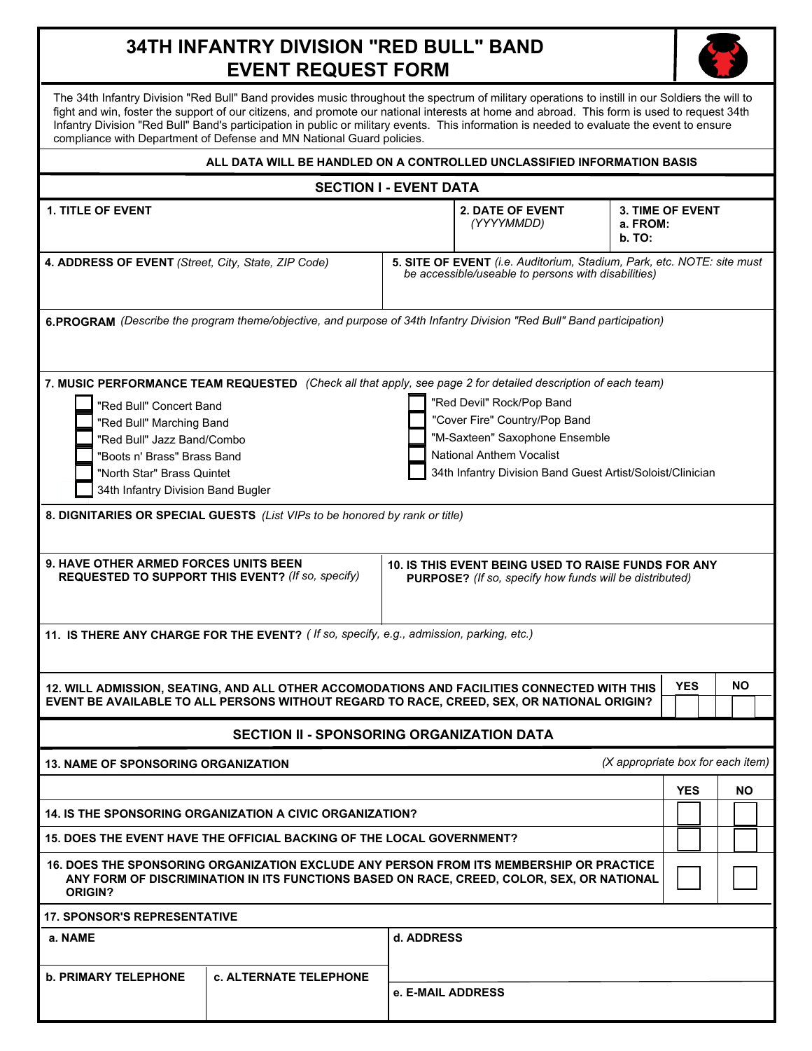# 34TH INFANTRY DIVISION "RED BULL" BAND
# EVENT REQUEST FORM

The 34th Infantry Division "Red Bull" Band provides music throughout the spectrum of military operations to instill in our Soldiers the will to fight and win, foster the support of our citizens, and promote our national interests at home and abroad. This form is used to request 34th Infantry Division "Red Bull" Band's participation in public or military events. This information is needed to evaluate the event to ensure compliance with Department of Defense and MN National Guard policies.

**ALL DATA WILL BE HANDLED ON A CONTROLLED UNCLASSIFIED INFORMATION BASIS**

## SECTION I - EVENT DATA

| 1. TITLE OF EVENT | 2. DATE OF EVENT *(YYYYMMDD)* | 3. TIME OF EVENT a. FROM: b. TO: |
|---|---|---|
| | | |

| 4. ADDRESS OF EVENT *(Street, City, State, ZIP Code)* | 5. SITE OF EVENT *(i.e. Auditorium, Stadium, Park, etc. NOTE: site must be accessible/useable to persons with disabilities)* |
|---|---|
| | |

**6.PROGRAM** *(Describe the program theme/objective, and purpose of 34th Infantry Division "Red Bull" Band participation)*

**7. MUSIC PERFORMANCE TEAM REQUESTED** *(Check all that apply, see page 2 for detailed description of each team)*

- ☐ "Red Bull" Concert Band
- ☐ "Red Bull" Marching Band
- ☐ "Red Bull" Jazz Band/Combo
- ☐ "Boots n' Brass" Brass Band
- ☐ "North Star" Brass Quintet
- ☐ 34th Infantry Division Band Bugler
- ☐ "Red Devil" Rock/Pop Band
- ☐ "Cover Fire" Country/Pop Band
- ☐ "M-Saxteen" Saxophone Ensemble
- ☐ National Anthem Vocalist
- ☐ 34th Infantry Division Band Guest Artist/Soloist/Clinician

**8. DIGNITARIES OR SPECIAL GUESTS** *(List VIPs to be honored by rank or title)*

| 9. HAVE OTHER ARMED FORCES UNITS BEEN REQUESTED TO SUPPORT THIS EVENT? *(If so, specify)* | 10. IS THIS EVENT BEING USED TO RAISE FUNDS FOR ANY PURPOSE? *(If so, specify how funds will be distributed)* |
|---|---|
| | |

**11. IS THERE ANY CHARGE FOR THE EVENT?** *( If so, specify, e.g., admission, parking, etc.)*

| | YES | NO |
|---|---|---|
| **12. WILL ADMISSION, SEATING, AND ALL OTHER ACCOMODATIONS AND FACILITIES CONNECTED WITH THIS EVENT BE AVAILABLE TO ALL PERSONS WITHOUT REGARD TO RACE, CREED, SEX, OR NATIONAL ORIGIN?** | ☐ | ☐ |

## SECTION II - SPONSORING ORGANIZATION DATA

**13. NAME OF SPONSORING ORGANIZATION** *(X appropriate box for each item)*

| | YES | NO |
|---|---|---|
| **14. IS THE SPONSORING ORGANIZATION A CIVIC ORGANIZATION?** | ☐ | ☐ |
| **15. DOES THE EVENT HAVE THE OFFICIAL BACKING OF THE LOCAL GOVERNMENT?** | ☐ | ☐ |
| **16. DOES THE SPONSORING ORGANIZATION EXCLUDE ANY PERSON FROM ITS MEMBERSHIP OR PRACTICE ANY FORM OF DISCRIMINATION IN ITS FUNCTIONS BASED ON RACE, CREED, COLOR, SEX, OR NATIONAL ORIGIN?** | ☐ | ☐ |

**17. SPONSOR'S REPRESENTATIVE**

| a. NAME | | d. ADDRESS |
|---|---|---|
| **b. PRIMARY TELEPHONE** | **c. ALTERNATE TELEPHONE** | **e. E-MAIL ADDRESS** |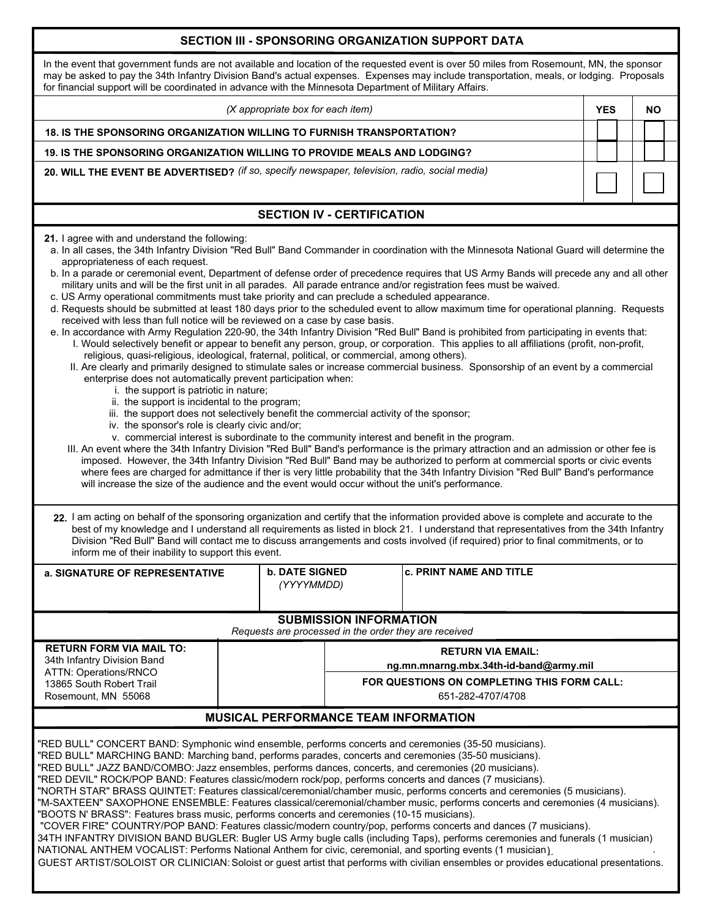## SECTION III - SPONSORING ORGANIZATION SUPPORT DATA

In the event that government funds are not available and location of the requested event is over 50 miles from Rosemount, MN, the sponsor may be asked to pay the 34th Infantry Division Band's actual expenses. Expenses may include transportation, meals, or lodging. Proposals for financial support will be coordinated in advance with the Minnesota Department of Military Affairs.

| *(X appropriate box for each item)* | YES | NO |
|---|---|---|
| **18. IS THE SPONSORING ORGANIZATION WILLING TO FURNISH TRANSPORTATION?** | ☐ | ☐ |
| **19. IS THE SPONSORING ORGANIZATION WILLING TO PROVIDE MEALS AND LODGING?** | ☐ | ☐ |
| **20. WILL THE EVENT BE ADVERTISED?** *(if so, specify newspaper, television, radio, social media)* | ☐ | ☐ |

## SECTION IV - CERTIFICATION

**21.** I agree with and understand the following:

a. In all cases, the 34th Infantry Division "Red Bull" Band Commander in coordination with the Minnesota National Guard will determine the appropriateness of each request.

b. In a parade or ceremonial event, Department of defense order of precedence requires that US Army Bands will precede any and all other military units and will be the first unit in all parades. All parade entrance and/or registration fees must be waived.

c. US Army operational commitments must take priority and can preclude a scheduled appearance.

d. Requests should be submitted at least 180 days prior to the scheduled event to allow maximum time for operational planning. Requests received with less than full notice will be reviewed on a case by case basis.

e. In accordance with Army Regulation 220-90, the 34th Infantry Division "Red Bull" Band is prohibited from participating in events that:

I. Would selectively benefit or appear to benefit any person, group, or corporation. This applies to all affiliations (profit, non-profit, religious, quasi-religious, ideological, fraternal, political, or commercial, among others).

II. Are clearly and primarily designed to stimulate sales or increase commercial business. Sponsorship of an event by a commercial enterprise does not automatically prevent participation when:

- i. the support is patriotic in nature;
- ii. the support is incidental to the program;
- iii. the support does not selectively benefit the commercial activity of the sponsor;
- iv. the sponsor's role is clearly civic and/or;
- v. commercial interest is subordinate to the community interest and benefit in the program.

III. An event where the 34th Infantry Division "Red Bull" Band's performance is the primary attraction and an admission or other fee is imposed. However, the 34th Infantry Division "Red Bull" Band may be authorized to perform at commercial sports or civic events where fees are charged for admittance if ther is very little probability that the 34th Infantry Division "Red Bull" Band's performance will increase the size of the audience and the event would occur without the unit's performance.

**22.** I am acting on behalf of the sponsoring organization and certify that the information provided above is complete and accurate to the best of my knowledge and I understand all requirements as listed in block 21. I understand that representatives from the 34th Infantry Division "Red Bull" Band will contact me to discuss arrangements and costs involved (if required) prior to final commitments, or to inform me of their inability to support this event.

| a. SIGNATURE OF REPRESENTATIVE | b. DATE SIGNED *(YYYYMMDD)* | c. PRINT NAME AND TITLE |
|---|---|---|
| | | |

## SUBMISSION INFORMATION

*Requests are processed in the order they are received*

| RETURN FORM VIA MAIL TO: | | RETURN VIA EMAIL: |
|---|---|---|
| 34th Infantry Division Band<br>ATTN: Operations/RNCO<br>13865 South Robert Trail<br>Rosemount, MN 55068 | | ng.mn.mnarng.mbx.34th-id-band@army.mil<br>**FOR QUESTIONS ON COMPLETING THIS FORM CALL:**<br>651-282-4707/4708 |

## MUSICAL PERFORMANCE TEAM INFORMATION

"RED BULL" CONCERT BAND: Symphonic wind ensemble, performs concerts and ceremonies (35-50 musicians).
"RED BULL" MARCHING BAND: Marching band, performs parades, concerts and ceremonies (35-50 musicians).
"RED BULL" JAZZ BAND/COMBO: Jazz ensembles, performs dances, concerts, and ceremonies (20 musicians).
"RED DEVIL" ROCK/POP BAND: Features classic/modern rock/pop, performs concerts and dances (7 musicians).
"NORTH STAR" BRASS QUINTET: Features classical/ceremonial/chamber music, performs concerts and ceremonies (5 musicians).
"M-SAXTEEN" SAXOPHONE ENSEMBLE: Features classical/ceremonial/chamber music, performs concerts and ceremonies (4 musicians).
"BOOTS N' BRASS": Features brass music, performs concerts and ceremonies (10-15 musicians).
"COVER FIRE" COUNTRY/POP BAND: Features classic/modern country/pop, performs concerts and dances (7 musicians).
34TH INFANTRY DIVISION BAND BUGLER: Bugler US Army bugle calls (including Taps), performs ceremonies and funerals (1 musician)
NATIONAL ANTHEM VOCALIST: Performs National Anthem for civic, ceremonial, and sporting events (1 musician).
GUEST ARTIST/SOLOIST OR CLINICIAN: Soloist or guest artist that performs with civilian ensembles or provides educational presentations.